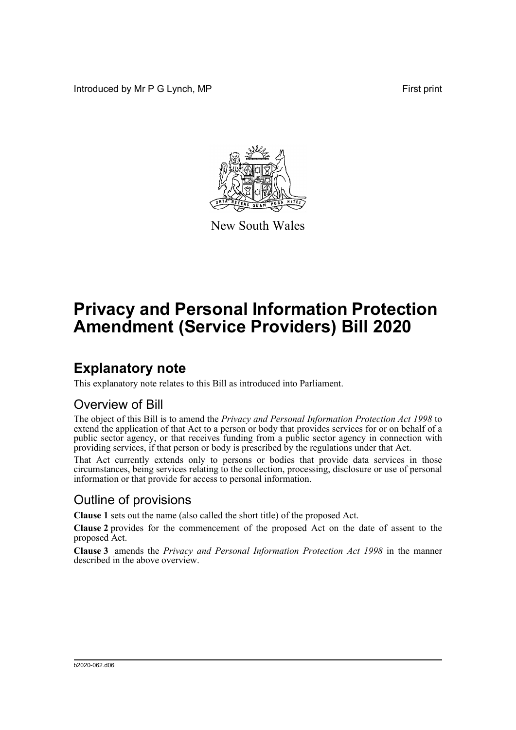Introduced by Mr P G Lynch, MP First print

New South Wales

# Privacy and Personal Information Protection Amendment (Service Providers) Bill 2020

## Explanatory note

This explanatory note relates to this Bill as introduced into Parliament.

### Overview of Bill

The object of this Bill is to amend the *Privacy and Personal Information Protection Act 1998* to extend the application of that Act to a person or body that provides services for or on behalf of a public sector agency, or that receives funding from a public sector agency in connection with providing services, if that person or body is prescribed by the regulations under that Act.

That Act currently extends only to persons or bodies that provide data services in those circumstances, being services relating to the collection, processing, disclosure or use of personal information or that provide for access to personal information.

### Outline of provisions

**Clause 1** sets out the name (also called the short title) of the proposed Act.

**Clause 2** provides for the commencement of the proposed Act on the date of assent to the proposed Act.

**Clause 3** amends the *Privacy and Personal Information Protection Act 1998* in the manner described in the above overview.

b2020-062.d06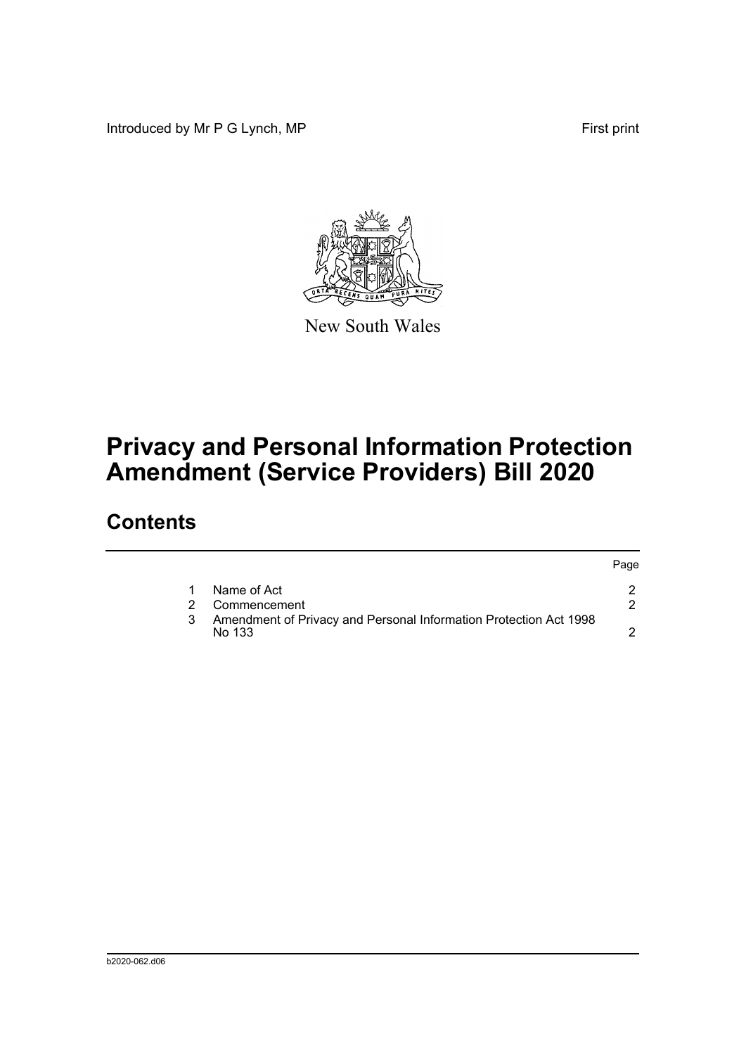Introduced by Mr P G Lynch, MP First print

New South Wales

# Privacy and Personal Information Protection Amendment (Service Providers) Bill 2020

## Contents

| | | Page |
|---|---|---|
| 1 | Name of Act | 2 |
| 2 | Commencement | 2 |
| 3 | Amendment of Privacy and Personal Information Protection Act 1998 No 133 | 2 |

b2020-062.d06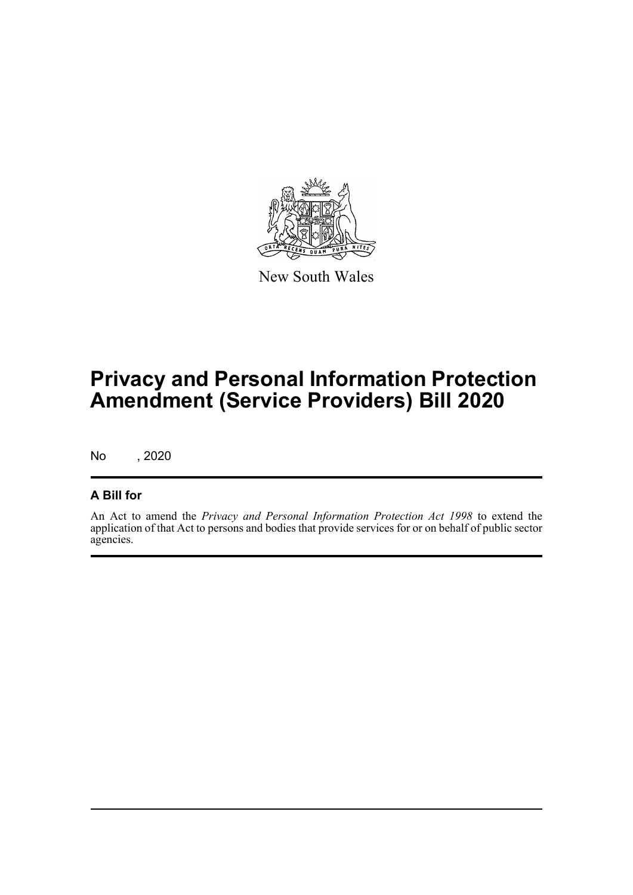New South Wales

# Privacy and Personal Information Protection Amendment (Service Providers) Bill 2020

No , 2020

## A Bill for

An Act to amend the *Privacy and Personal Information Protection Act 1998* to extend the application of that Act to persons and bodies that provide services for or on behalf of public sector agencies.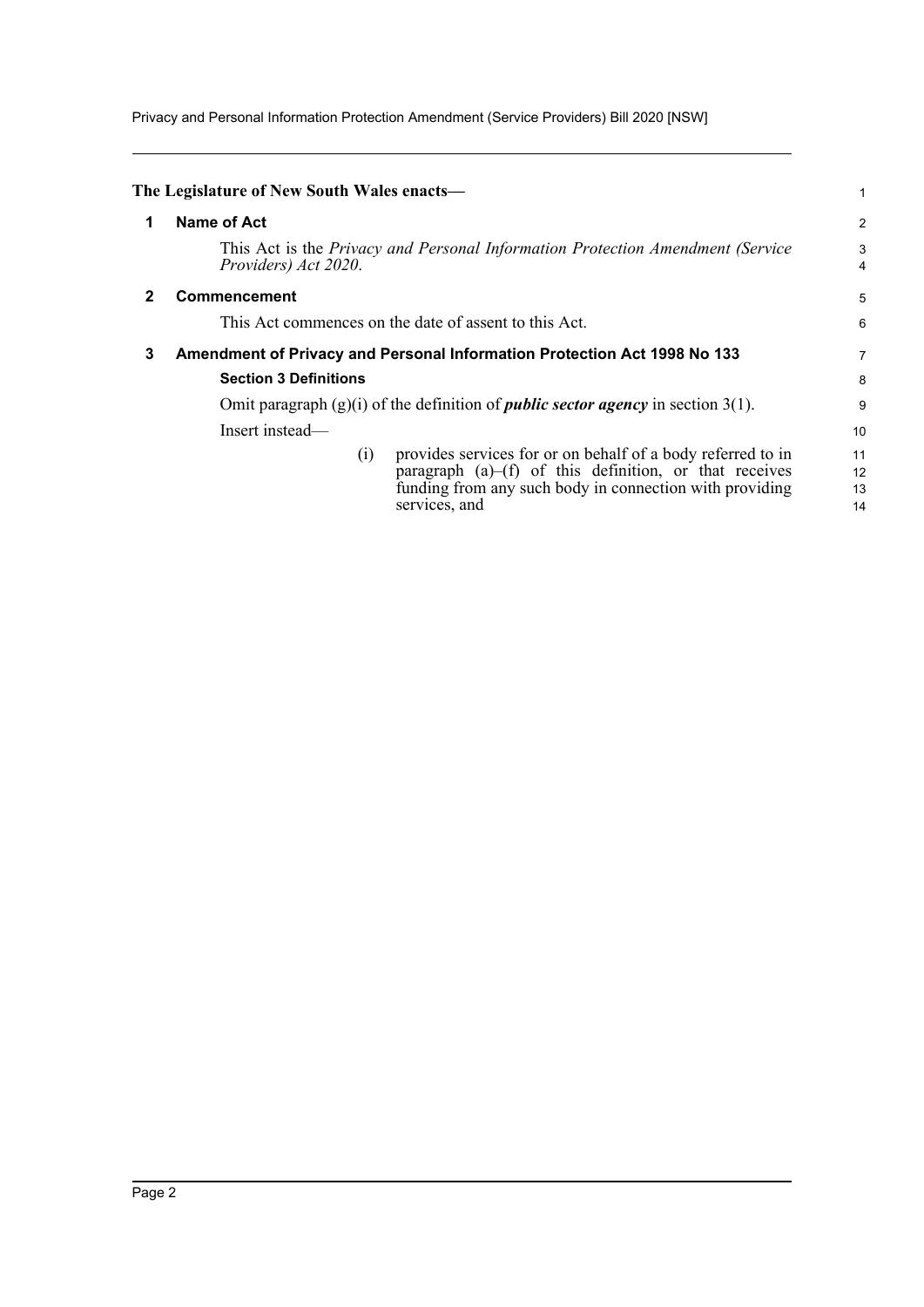**The Legislature of New South Wales enacts—**

## 1 Name of Act

This Act is the *Privacy and Personal Information Protection Amendment (Service Providers) Act 2020*.

## 2 Commencement

This Act commences on the date of assent to this Act.

## 3 Amendment of Privacy and Personal Information Protection Act 1998 No 133

### Section 3 Definitions

Omit paragraph (g)(i) of the definition of ***public sector agency*** in section 3(1).

Insert instead—

> (i) provides services for or on behalf of a body referred to in paragraph (a)–(f) of this definition, or that receives funding from any such body in connection with providing services, and